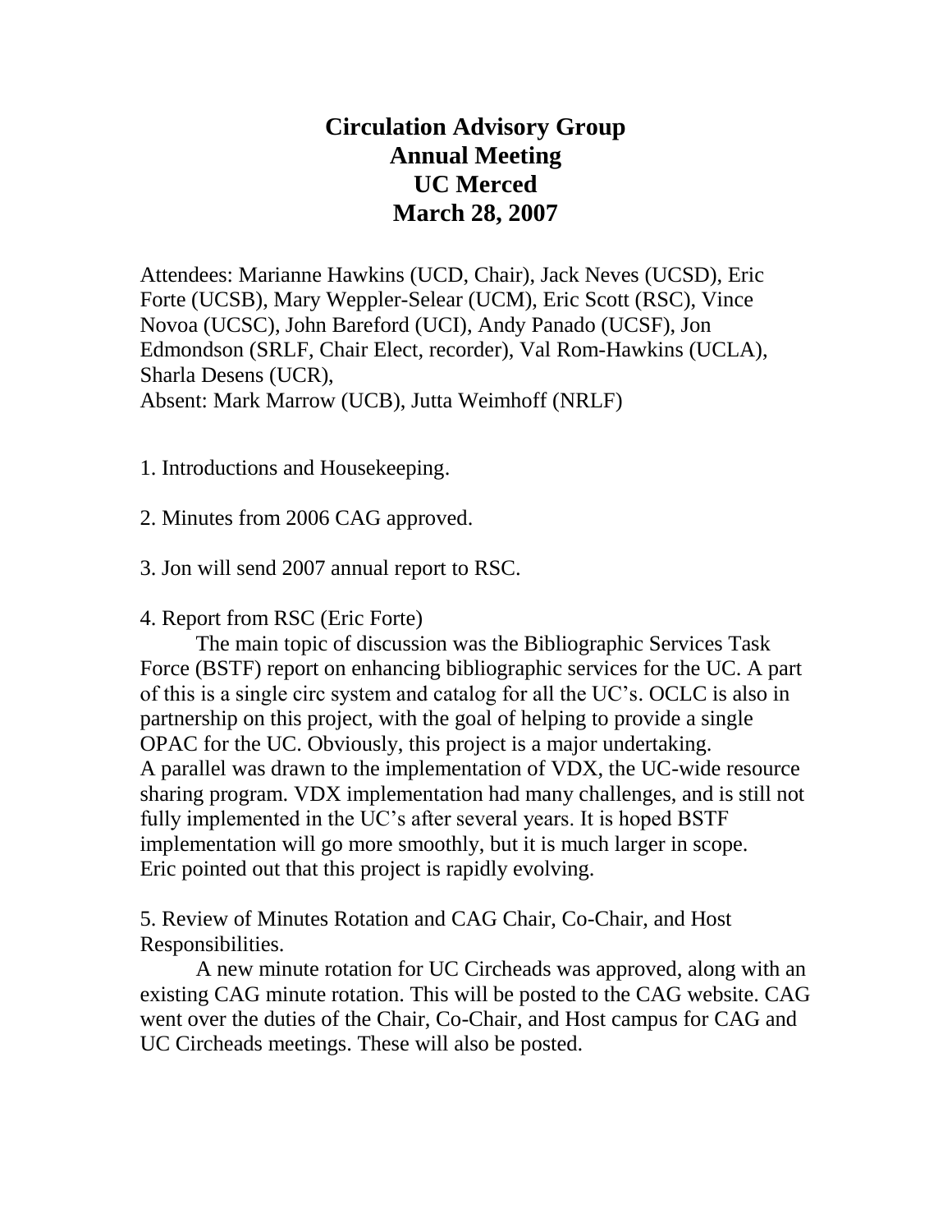# Circulation Advisory Group
# Annual Meeting
# UC Merced
# March 28, 2007

Attendees: Marianne Hawkins (UCD, Chair), Jack Neves (UCSD), Eric Forte (UCSB), Mary Weppler-Selear (UCM), Eric Scott (RSC), Vince Novoa (UCSC), John Bareford (UCI), Andy Panado (UCSF), Jon Edmondson (SRLF, Chair Elect, recorder), Val Rom-Hawkins (UCLA), Sharla Desens (UCR),
Absent: Mark Marrow (UCB), Jutta Weimhoff (NRLF)

1. Introductions and Housekeeping.

2. Minutes from 2006 CAG approved.

3. Jon will send 2007 annual report to RSC.

4. Report from RSC (Eric Forte)

The main topic of discussion was the Bibliographic Services Task Force (BSTF) report on enhancing bibliographic services for the UC. A part of this is a single circ system and catalog for all the UC's. OCLC is also in partnership on this project, with the goal of helping to provide a single OPAC for the UC. Obviously, this project is a major undertaking. A parallel was drawn to the implementation of VDX, the UC-wide resource sharing program. VDX implementation had many challenges, and is still not fully implemented in the UC's after several years. It is hoped BSTF implementation will go more smoothly, but it is much larger in scope. Eric pointed out that this project is rapidly evolving.

5. Review of Minutes Rotation and CAG Chair, Co-Chair, and Host Responsibilities.

A new minute rotation for UC Circheads was approved, along with an existing CAG minute rotation. This will be posted to the CAG website. CAG went over the duties of the Chair, Co-Chair, and Host campus for CAG and UC Circheads meetings. These will also be posted.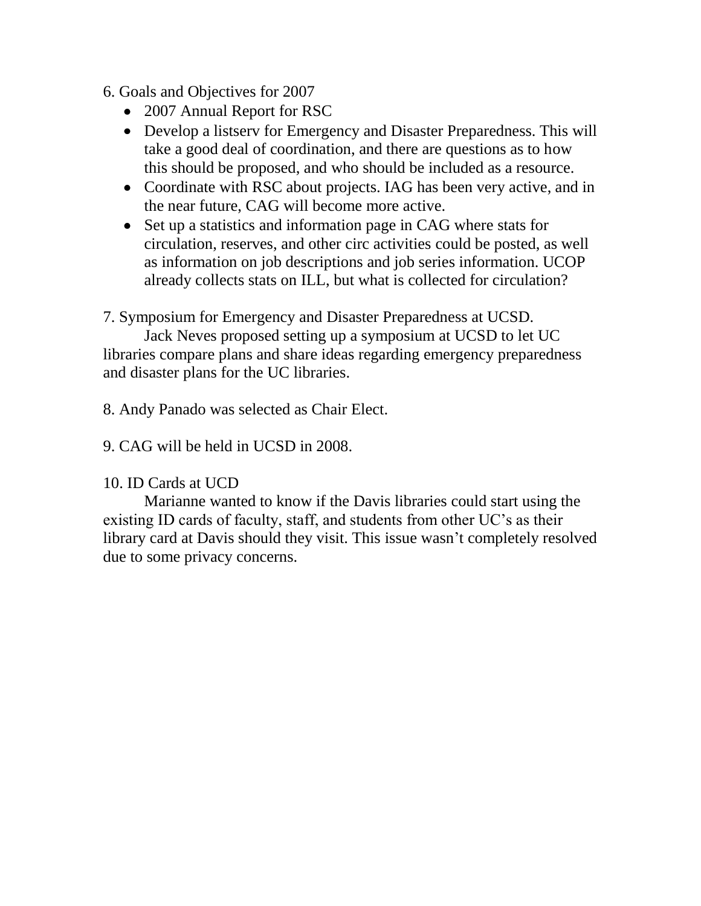6. Goals and Objectives for 2007

- 2007 Annual Report for RSC
- Develop a listserv for Emergency and Disaster Preparedness. This will take a good deal of coordination, and there are questions as to how this should be proposed, and who should be included as a resource.
- Coordinate with RSC about projects. IAG has been very active, and in the near future, CAG will become more active.
- Set up a statistics and information page in CAG where stats for circulation, reserves, and other circ activities could be posted, as well as information on job descriptions and job series information. UCOP already collects stats on ILL, but what is collected for circulation?

7. Symposium for Emergency and Disaster Preparedness at UCSD.

Jack Neves proposed setting up a symposium at UCSD to let UC libraries compare plans and share ideas regarding emergency preparedness and disaster plans for the UC libraries.

8. Andy Panado was selected as Chair Elect.

9. CAG will be held in UCSD in 2008.

10. ID Cards at UCD

Marianne wanted to know if the Davis libraries could start using the existing ID cards of faculty, staff, and students from other UC's as their library card at Davis should they visit. This issue wasn't completely resolved due to some privacy concerns.